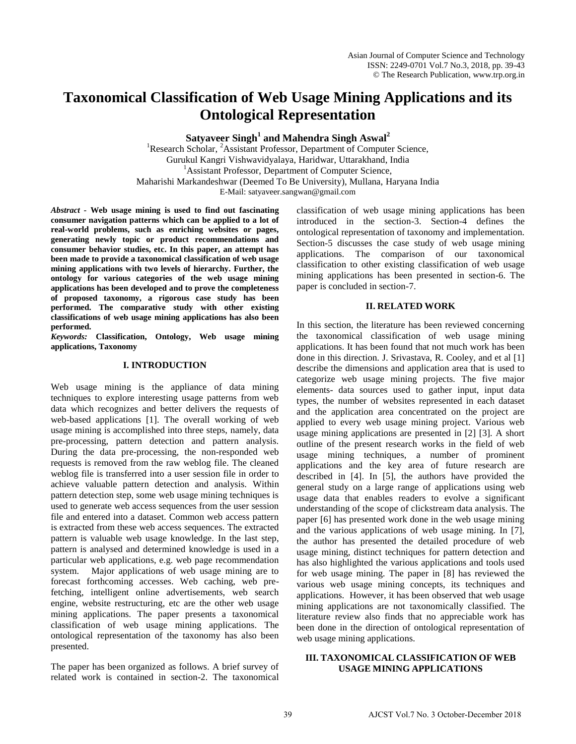# Taxonomical Classification of Web Usage Mining Applications and its Ontological Representation

**Satyaveer Singh[1] and Mahendra Singh Aswal[2]**

[1]Research Scholar, [2]Assistant Professor, Department of Computer Science,
Gurukul Kangri Vishwavidyalaya, Haridwar, Uttarakhand, India
[1]Assistant Professor, Department of Computer Science,
Maharishi Markandeshwar (Deemed To Be University), Mullana, Haryana India
E-Mail: satyaveer.sangwan@gmail.com

***Abstract*** - **Web usage mining is used to find out fascinating consumer navigation patterns which can be applied to a lot of real-world problems, such as enriching websites or pages, generating newly topic or product recommendations and consumer behavior studies, etc. In this paper, an attempt has been made to provide a taxonomical classification of web usage mining applications with two levels of hierarchy. Further, the ontology for various categories of the web usage mining applications has been developed and to prove the completeness of proposed taxonomy, a rigorous case study has been performed. The comparative study with other existing classifications of web usage mining applications has also been performed.**

***Keywords:*** **Classification, Ontology, Web usage mining applications, Taxonomy**

## I. INTRODUCTION

Web usage mining is the appliance of data mining techniques to explore interesting usage patterns from web data which recognizes and better delivers the requests of web-based applications [1]. The overall working of web usage mining is accomplished into three steps, namely, data pre-processing, pattern detection and pattern analysis. During the data pre-processing, the non-responded web requests is removed from the raw weblog file. The cleaned weblog file is transferred into a user session file in order to achieve valuable pattern detection and analysis. Within pattern detection step, some web usage mining techniques is used to generate web access sequences from the user session file and entered into a dataset. Common web access pattern is extracted from these web access sequences. The extracted pattern is valuable web usage knowledge. In the last step, pattern is analysed and determined knowledge is used in a particular web applications, e.g. web page recommendation system. Major applications of web usage mining are to forecast forthcoming accesses. Web caching, web pre-fetching, intelligent online advertisements, web search engine, website restructuring, etc are the other web usage mining applications. The paper presents a taxonomical classification of web usage mining applications. The ontological representation of the taxonomy has also been presented.

The paper has been organized as follows. A brief survey of related work is contained in section-2. The taxonomical classification of web usage mining applications has been introduced in the section-3. Section-4 defines the ontological representation of taxonomy and implementation. Section-5 discusses the case study of web usage mining applications. The comparison of our taxonomical classification to other existing classification of web usage mining applications has been presented in section-6. The paper is concluded in section-7.

## II. RELATED WORK

In this section, the literature has been reviewed concerning the taxonomical classification of web usage mining applications. It has been found that not much work has been done in this direction. J. Srivastava, R. Cooley, and et al [1] describe the dimensions and application area that is used to categorize web usage mining projects. The five major elements- data sources used to gather input, input data types, the number of websites represented in each dataset and the application area concentrated on the project are applied to every web usage mining project. Various web usage mining applications are presented in [2] [3]. A short outline of the present research works in the field of web usage mining techniques, a number of prominent applications and the key area of future research are described in [4]. In [5], the authors have provided the general study on a large range of applications using web usage data that enables readers to evolve a significant understanding of the scope of clickstream data analysis. The paper [6] has presented work done in the web usage mining and the various applications of web usage mining. In [7], the author has presented the detailed procedure of web usage mining, distinct techniques for pattern detection and has also highlighted the various applications and tools used for web usage mining. The paper in [8] has reviewed the various web usage mining concepts, its techniques and applications. However, it has been observed that web usage mining applications are not taxonomically classified. The literature review also finds that no appreciable work has been done in the direction of ontological representation of web usage mining applications.

## III. TAXONOMICAL CLASSIFICATION OF WEB USAGE MINING APPLICATIONS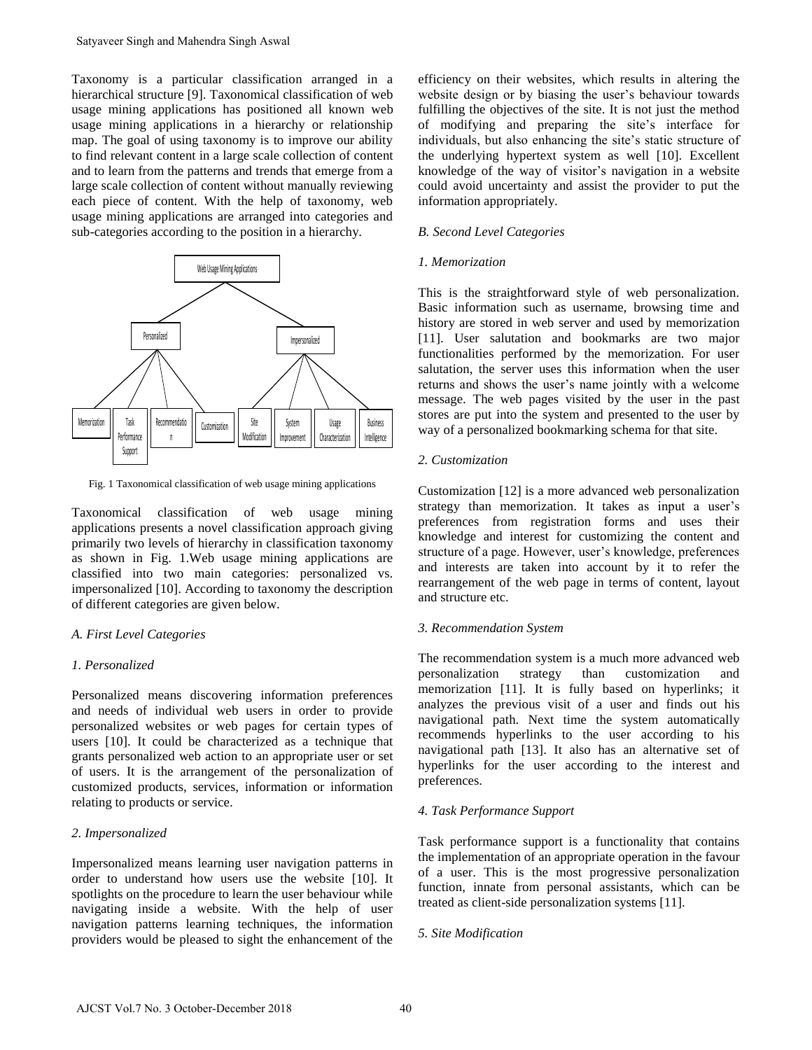Taxonomy is a particular classification arranged in a hierarchical structure [9]. Taxonomical classification of web usage mining applications has positioned all known web usage mining applications in a hierarchy or relationship map. The goal of using taxonomy is to improve our ability to find relevant content in a large scale collection of content and to learn from the patterns and trends that emerge from a large scale collection of content without manually reviewing each piece of content. With the help of taxonomy, web usage mining applications are arranged into categories and sub-categories according to the position in a hierarchy.

Fig. 1 Taxonomical classification of web usage mining applications

Taxonomical classification of web usage mining applications presents a novel classification approach giving primarily two levels of hierarchy in classification taxonomy as shown in Fig. 1.Web usage mining applications are classified into two main categories: personalized vs. impersonalized [10]. According to taxonomy the description of different categories are given below.

### *A. First Level Categories*

#### *1. Personalized*

Personalized means discovering information preferences and needs of individual web users in order to provide personalized websites or web pages for certain types of users [10]. It could be characterized as a technique that grants personalized web action to an appropriate user or set of users. It is the arrangement of the personalization of customized products, services, information or information relating to products or service.

#### *2. Impersonalized*

Impersonalized means learning user navigation patterns in order to understand how users use the website [10]. It spotlights on the procedure to learn the user behaviour while navigating inside a website. With the help of user navigation patterns learning techniques, the information providers would be pleased to sight the enhancement of the efficiency on their websites, which results in altering the website design or by biasing the user's behaviour towards fulfilling the objectives of the site. It is not just the method of modifying and preparing the site's interface for individuals, but also enhancing the site's static structure of the underlying hypertext system as well [10]. Excellent knowledge of the way of visitor's navigation in a website could avoid uncertainty and assist the provider to put the information appropriately.

### *B. Second Level Categories*

#### *1. Memorization*

This is the straightforward style of web personalization. Basic information such as username, browsing time and history are stored in web server and used by memorization [11]. User salutation and bookmarks are two major functionalities performed by the memorization. For user salutation, the server uses this information when the user returns and shows the user's name jointly with a welcome message. The web pages visited by the user in the past stores are put into the system and presented to the user by way of a personalized bookmarking schema for that site.

#### *2. Customization*

Customization [12] is a more advanced web personalization strategy than memorization. It takes as input a user's preferences from registration forms and uses their knowledge and interest for customizing the content and structure of a page. However, user's knowledge, preferences and interests are taken into account by it to refer the rearrangement of the web page in terms of content, layout and structure etc.

#### *3. Recommendation System*

The recommendation system is a much more advanced web personalization strategy than customization and memorization [11]. It is fully based on hyperlinks; it analyzes the previous visit of a user and finds out his navigational path. Next time the system automatically recommends hyperlinks to the user according to his navigational path [13]. It also has an alternative set of hyperlinks for the user according to the interest and preferences.

#### *4. Task Performance Support*

Task performance support is a functionality that contains the implementation of an appropriate operation in the favour of a user. This is the most progressive personalization function, innate from personal assistants, which can be treated as client-side personalization systems [11].

#### *5. Site Modification*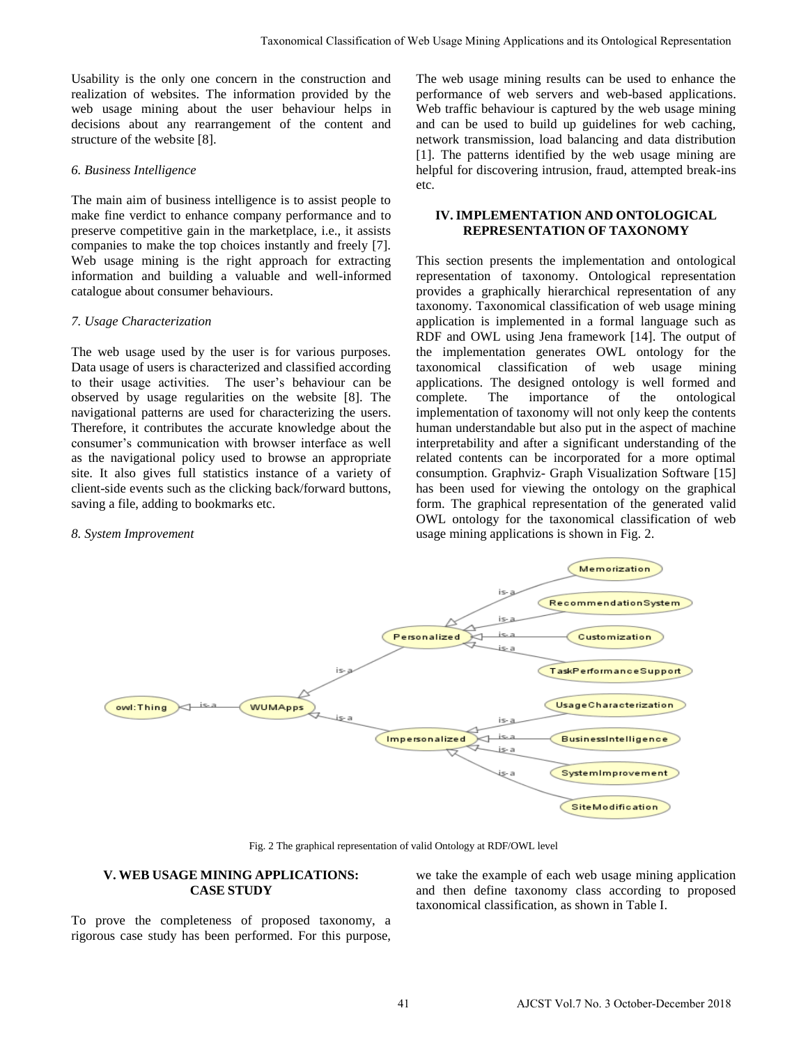Usability is the only one concern in the construction and realization of websites. The information provided by the web usage mining about the user behaviour helps in decisions about any rearrangement of the content and structure of the website [8].

### *6. Business Intelligence*

The main aim of business intelligence is to assist people to make fine verdict to enhance company performance and to preserve competitive gain in the marketplace, i.e., it assists companies to make the top choices instantly and freely [7]. Web usage mining is the right approach for extracting information and building a valuable and well-informed catalogue about consumer behaviours.

### *7. Usage Characterization*

The web usage used by the user is for various purposes. Data usage of users is characterized and classified according to their usage activities. The user's behaviour can be observed by usage regularities on the website [8]. The navigational patterns are used for characterizing the users. Therefore, it contributes the accurate knowledge about the consumer's communication with browser interface as well as the navigational policy used to browse an appropriate site. It also gives full statistics instance of a variety of client-side events such as the clicking back/forward buttons, saving a file, adding to bookmarks etc.

### *8. System Improvement*

The web usage mining results can be used to enhance the performance of web servers and web-based applications. Web traffic behaviour is captured by the web usage mining and can be used to build up guidelines for web caching, network transmission, load balancing and data distribution [1]. The patterns identified by the web usage mining are helpful for discovering intrusion, fraud, attempted break-ins etc.

## IV. IMPLEMENTATION AND ONTOLOGICAL REPRESENTATION OF TAXONOMY

This section presents the implementation and ontological representation of taxonomy. Ontological representation provides a graphically hierarchical representation of any taxonomy. Taxonomical classification of web usage mining application is implemented in a formal language such as RDF and OWL using Jena framework [14]. The output of the implementation generates OWL ontology for the taxonomical classification of web usage mining applications. The designed ontology is well formed and complete. The importance of the ontological implementation of taxonomy will not only keep the contents human understandable but also put in the aspect of machine interpretability and after a significant understanding of the related contents can be incorporated for a more optimal consumption. Graphviz- Graph Visualization Software [15] has been used for viewing the ontology on the graphical form. The graphical representation of the generated valid OWL ontology for the taxonomical classification of web usage mining applications is shown in Fig. 2.

Fig. 2 The graphical representation of valid Ontology at RDF/OWL level

## V. WEB USAGE MINING APPLICATIONS: CASE STUDY

To prove the completeness of proposed taxonomy, a rigorous case study has been performed. For this purpose, we take the example of each web usage mining application and then define taxonomy class according to proposed taxonomical classification, as shown in Table I.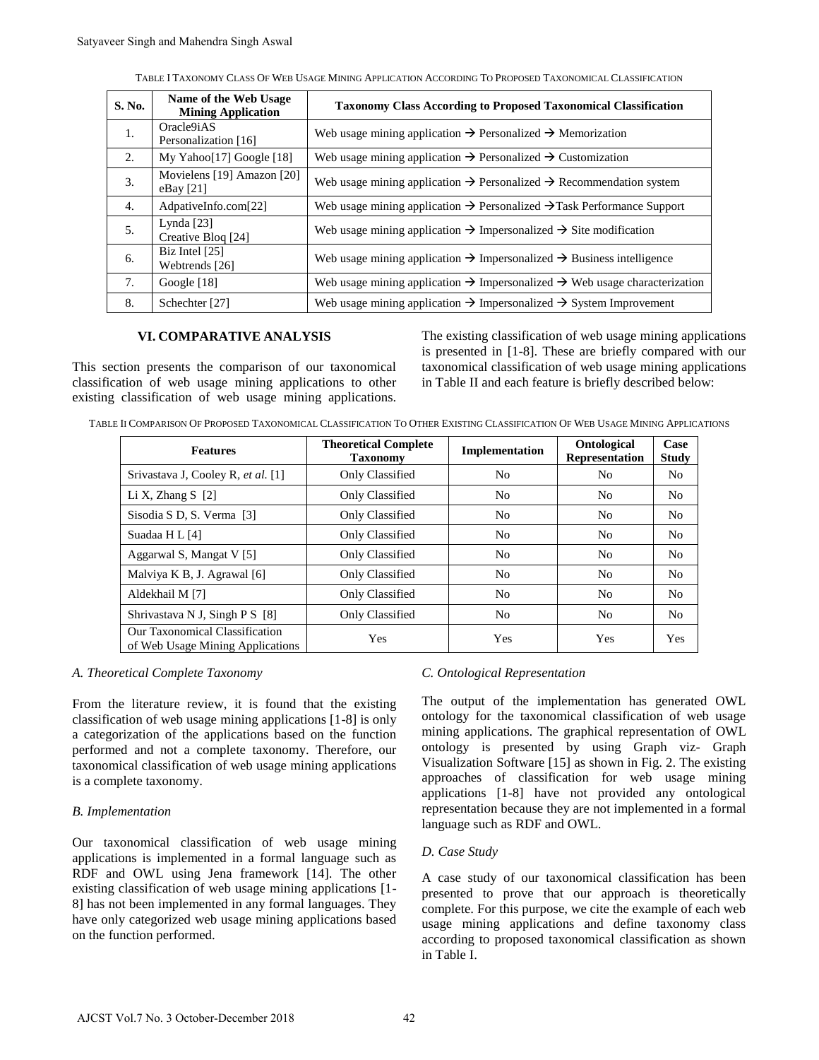TABLE I TAXONOMY CLASS OF WEB USAGE MINING APPLICATION ACCORDING TO PROPOSED TAXONOMICAL CLASSIFICATION

| S. No. | Name of the Web Usage Mining Application | Taxonomy Class According to Proposed Taxonomical Classification |
|---|---|---|
| 1. | Oracle9iAS Personalization [16] | Web usage mining application → Personalized → Memorization |
| 2. | My Yahoo[17] Google [18] | Web usage mining application → Personalized → Customization |
| 3. | Movielens [19] Amazon [20] eBay [21] | Web usage mining application → Personalized → Recommendation system |
| 4. | AdpativeInfo.com[22] | Web usage mining application → Personalized →Task Performance Support |
| 5. | Lynda [23] Creative Bloq [24] | Web usage mining application → Impersonalized → Site modification |
| 6. | Biz Intel [25] Webtrends [26] | Web usage mining application → Impersonalized → Business intelligence |
| 7. | Google [18] | Web usage mining application → Impersonalized → Web usage characterization |
| 8. | Schechter [27] | Web usage mining application → Impersonalized → System Improvement |

## VI. COMPARATIVE ANALYSIS

This section presents the comparison of our taxonomical classification of web usage mining applications to other existing classification of web usage mining applications. The existing classification of web usage mining applications is presented in [1-8]. These are briefly compared with our taxonomical classification of web usage mining applications in Table II and each feature is briefly described below:

TABLE II COMPARISON OF PROPOSED TAXONOMICAL CLASSIFICATION TO OTHER EXISTING CLASSIFICATION OF WEB USAGE MINING APPLICATIONS

| Features | Theoretical Complete Taxonomy | Implementation | Ontological Representation | Case Study |
|---|---|---|---|---|
| Srivastava J, Cooley R, *et al.* [1] | Only Classified | No | No | No |
| Li X, Zhang S [2] | Only Classified | No | No | No |
| Sisodia S D, S. Verma [3] | Only Classified | No | No | No |
| Suadaa H L [4] | Only Classified | No | No | No |
| Aggarwal S, Mangat V [5] | Only Classified | No | No | No |
| Malviya K B, J. Agrawal [6] | Only Classified | No | No | No |
| Aldekhail M [7] | Only Classified | No | No | No |
| Shrivastava N J, Singh P S [8] | Only Classified | No | No | No |
| Our Taxonomical Classification of Web Usage Mining Applications | Yes | Yes | Yes | Yes |

### *A. Theoretical Complete Taxonomy*

From the literature review, it is found that the existing classification of web usage mining applications [1-8] is only a categorization of the applications based on the function performed and not a complete taxonomy. Therefore, our taxonomical classification of web usage mining applications is a complete taxonomy.

### *B. Implementation*

Our taxonomical classification of web usage mining applications is implemented in a formal language such as RDF and OWL using Jena framework [14]. The other existing classification of web usage mining applications [1-8] has not been implemented in any formal languages. They have only categorized web usage mining applications based on the function performed.

### *C. Ontological Representation*

The output of the implementation has generated OWL ontology for the taxonomical classification of web usage mining applications. The graphical representation of OWL ontology is presented by using Graph viz- Graph Visualization Software [15] as shown in Fig. 2. The existing approaches of classification for web usage mining applications [1-8] have not provided any ontological representation because they are not implemented in a formal language such as RDF and OWL.

### *D. Case Study*

A case study of our taxonomical classification has been presented to prove that our approach is theoretically complete. For this purpose, we cite the example of each web usage mining applications and define taxonomy class according to proposed taxonomical classification as shown in Table I.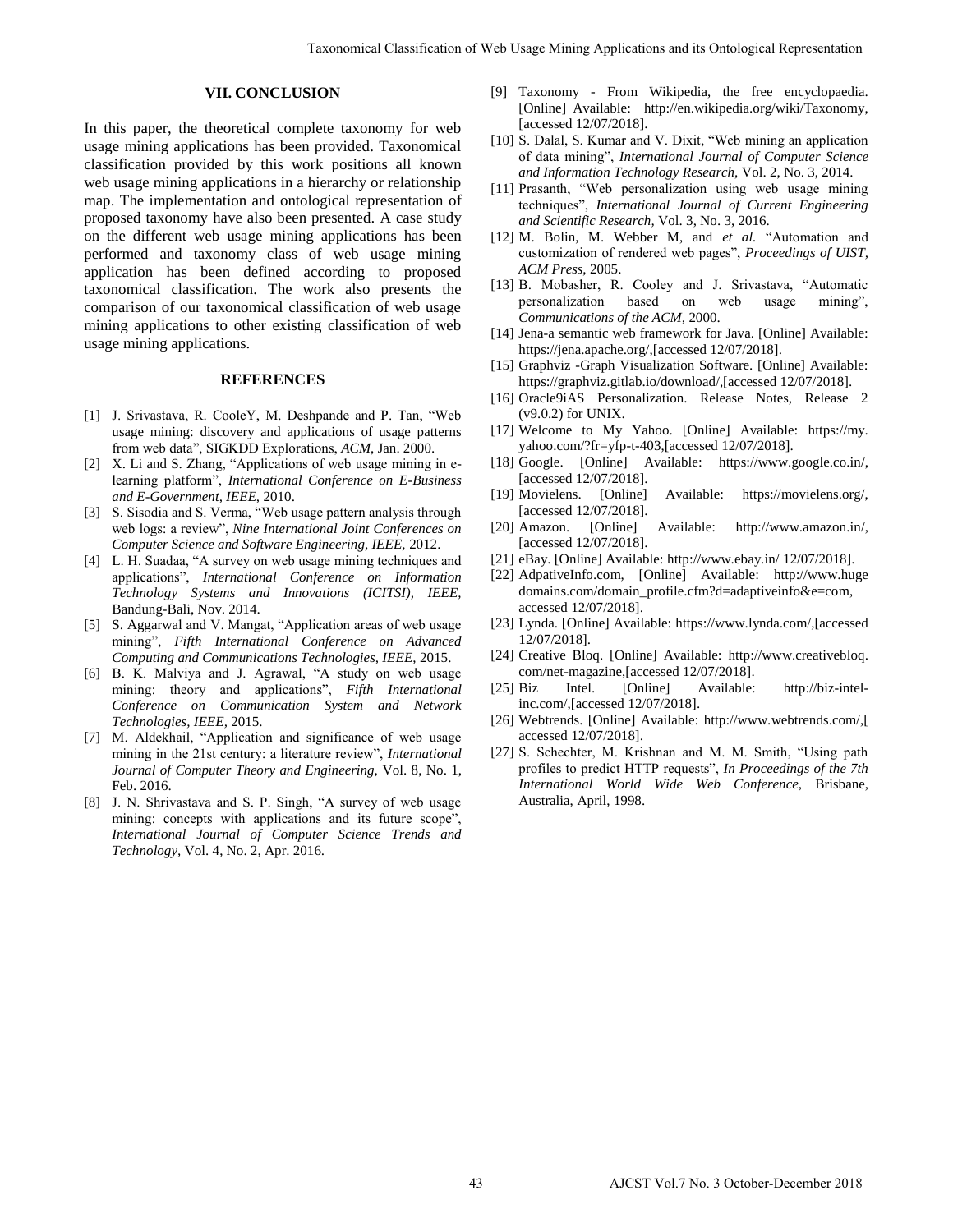## VII. CONCLUSION

In this paper, the theoretical complete taxonomy for web usage mining applications has been provided. Taxonomical classification provided by this work positions all known web usage mining applications in a hierarchy or relationship map. The implementation and ontological representation of proposed taxonomy have also been presented. A case study on the different web usage mining applications has been performed and taxonomy class of web usage mining application has been defined according to proposed taxonomical classification. The work also presents the comparison of our taxonomical classification of web usage mining applications to other existing classification of web usage mining applications.

## REFERENCES

[1] J. Srivastava, R. CooleY, M. Deshpande and P. Tan, "Web usage mining: discovery and applications of usage patterns from web data", SIGKDD Explorations, *ACM,* Jan. 2000.

[2] X. Li and S. Zhang, "Applications of web usage mining in e-learning platform", *International Conference on E-Business and E-Government, IEEE,* 2010.

[3] S. Sisodia and S. Verma, "Web usage pattern analysis through web logs: a review", *Nine International Joint Conferences on Computer Science and Software Engineering, IEEE,* 2012.

[4] L. H. Suadaa, "A survey on web usage mining techniques and applications", *International Conference on Information Technology Systems and Innovations (ICITSI), IEEE,* Bandung-Bali, Nov. 2014.

[5] S. Aggarwal and V. Mangat, "Application areas of web usage mining", *Fifth International Conference on Advanced Computing and Communications Technologies, IEEE,* 2015.

[6] B. K. Malviya and J. Agrawal, "A study on web usage mining: theory and applications", *Fifth International Conference on Communication System and Network Technologies, IEEE,* 2015.

[7] M. Aldekhail, "Application and significance of web usage mining in the 21st century: a literature review", *International Journal of Computer Theory and Engineering,* Vol. 8, No. 1, Feb. 2016.

[8] J. N. Shrivastava and S. P. Singh, "A survey of web usage mining: concepts with applications and its future scope", *International Journal of Computer Science Trends and Technology,* Vol. 4, No. 2, Apr. 2016.

[9] Taxonomy - From Wikipedia, the free encyclopaedia. [Online] Available: http://en.wikipedia.org/wiki/Taxonomy, [accessed 12/07/2018].

[10] S. Dalal, S. Kumar and V. Dixit, "Web mining an application of data mining", *International Journal of Computer Science and Information Technology Research,* Vol. 2, No. 3, 2014.

[11] Prasanth, "Web personalization using web usage mining techniques", *International Journal of Current Engineering and Scientific Research,* Vol. 3, No. 3, 2016.

[12] M. Bolin, M. Webber M, and *et al.* "Automation and customization of rendered web pages", *Proceedings of UIST, ACM Press,* 2005.

[13] B. Mobasher, R. Cooley and J. Srivastava, "Automatic personalization based on web usage mining", *Communications of the ACM,* 2000.

[14] Jena-a semantic web framework for Java. [Online] Available: https://jena.apache.org/,[accessed 12/07/2018].

[15] Graphviz -Graph Visualization Software. [Online] Available: https://graphviz.gitlab.io/download/,[accessed 12/07/2018].

[16] Oracle9iAS Personalization. Release Notes, Release 2 (v9.0.2) for UNIX.

[17] Welcome to My Yahoo. [Online] Available: https://my.yahoo.com/?fr=yfp-t-403,[accessed 12/07/2018].

[18] Google. [Online] Available: https://www.google.co.in/, [accessed 12/07/2018].

[19] Movielens. [Online] Available: https://movielens.org/, [accessed 12/07/2018].

[20] Amazon. [Online] Available: http://www.amazon.in/, [accessed 12/07/2018].

[21] eBay. [Online] Available: http://www.ebay.in/ 12/07/2018].

[22] AdpativeInfo.com, [Online] Available: http://www.hugedomains.com/domain_profile.cfm?d=adaptiveinfo&e=com, accessed 12/07/2018].

[23] Lynda. [Online] Available: https://www.lynda.com/,[accessed 12/07/2018].

[24] Creative Bloq. [Online] Available: http://www.creativebloq.com/net-magazine,[accessed 12/07/2018].

[25] Biz Intel. [Online] Available: http://biz-intel-inc.com/,[accessed 12/07/2018].

[26] Webtrends. [Online] Available: http://www.webtrends.com/,[ accessed 12/07/2018].

[27] S. Schechter, M. Krishnan and M. M. Smith, "Using path profiles to predict HTTP requests", *In Proceedings of the 7th International World Wide Web Conference,* Brisbane, Australia, April, 1998.